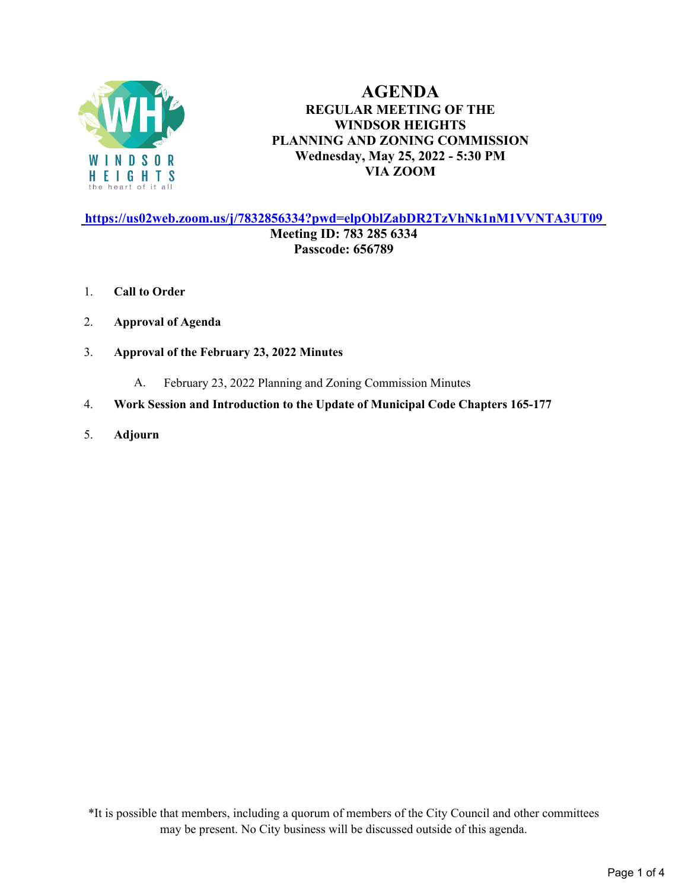# AGENDA

**REGULAR MEETING OF THE**
**WINDSOR HEIGHTS**
**PLANNING AND ZONING COMMISSION**
**Wednesday, May 25, 2022 - 5:30 PM**
**VIA ZOOM**

**https://us02web.zoom.us/j/7832856334?pwd=elpOblZabDR2TzVhNk1nM1VVNTA3UT09**

**Meeting ID: 783 285 6334**
**Passcode: 656789**

1. **Call to Order**
2. **Approval of Agenda**
3. **Approval of the February 23, 2022 Minutes**
   
   A. February 23, 2022 Planning and Zoning Commission Minutes
4. **Work Session and Introduction to the Update of Municipal Code Chapters 165-177**
5. **Adjourn**

*It is possible that members, including a quorum of members of the City Council and other committees may be present. No City business will be discussed outside of this agenda.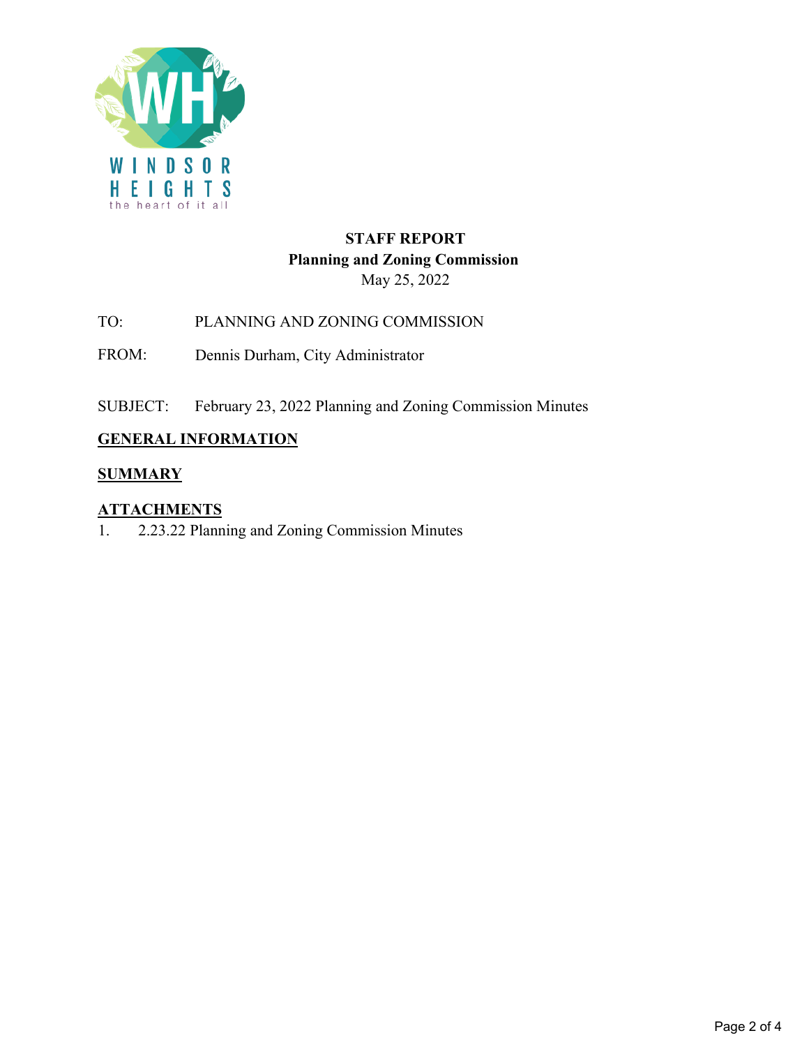WINDSOR HEIGHTS
the heart of it all

**STAFF REPORT**
**Planning and Zoning Commission**
May 25, 2022

TO: PLANNING AND ZONING COMMISSION

FROM: Dennis Durham, City Administrator

SUBJECT: February 23, 2022 Planning and Zoning Commission Minutes

## GENERAL INFORMATION

## SUMMARY

## ATTACHMENTS

1. 2.23.22 Planning and Zoning Commission Minutes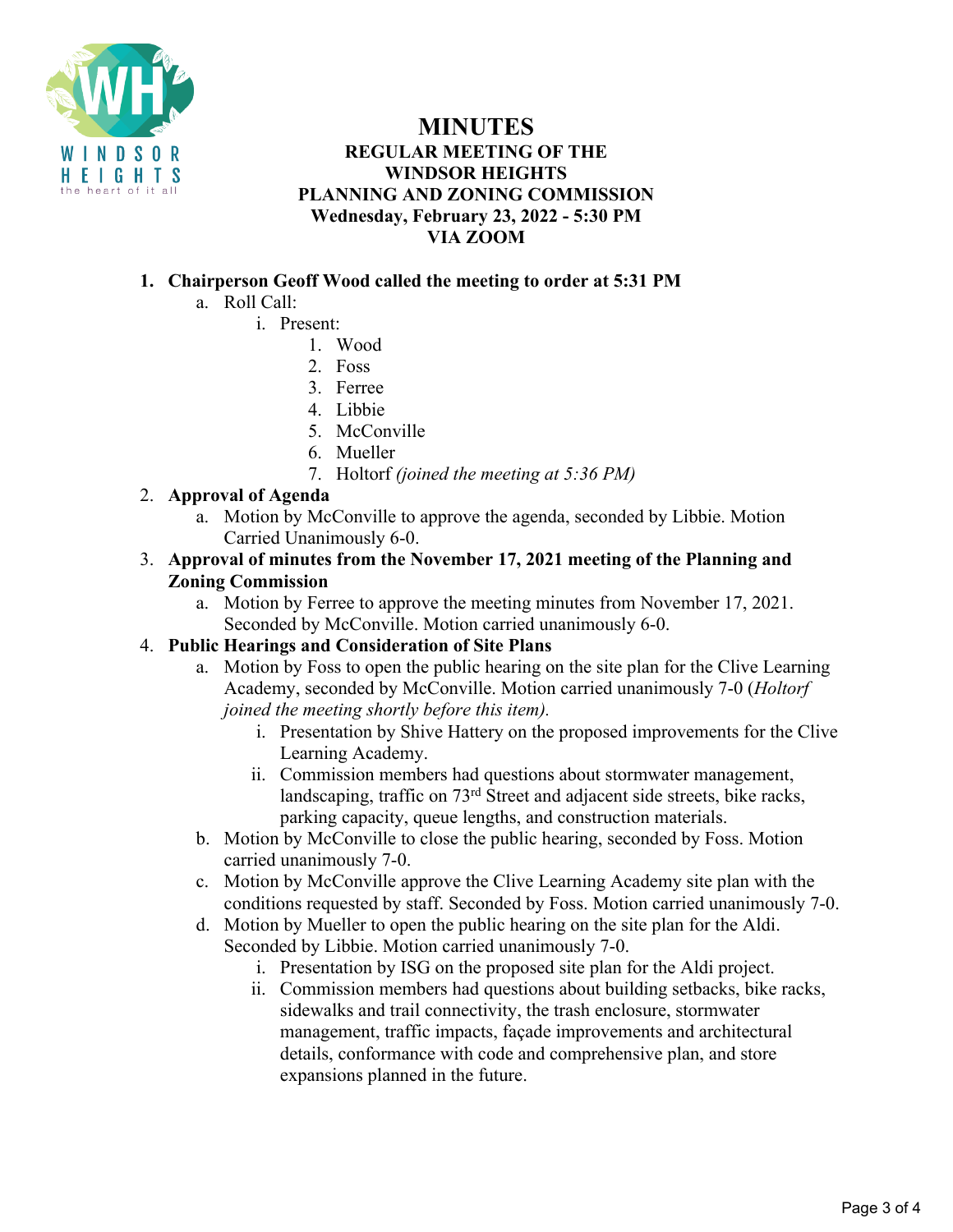# MINUTES

## REGULAR MEETING OF THE WINDSOR HEIGHTS PLANNING AND ZONING COMMISSION

**Wednesday, February 23, 2022 - 5:30 PM**

**VIA ZOOM**

1. **Chairperson Geoff Wood called the meeting to order at 5:31 PM**
   a. Roll Call:
      i. Present:
         1. Wood
         2. Foss
         3. Ferree
         4. Libbie
         5. McConville
         6. Mueller
         7. Holtorf *(joined the meeting at 5:36 PM)*
2. **Approval of Agenda**
   a. Motion by McConville to approve the agenda, seconded by Libbie. Motion Carried Unanimously 6-0.
3. **Approval of minutes from the November 17, 2021 meeting of the Planning and Zoning Commission**
   a. Motion by Ferree to approve the meeting minutes from November 17, 2021. Seconded by McConville. Motion carried unanimously 6-0.
4. **Public Hearings and Consideration of Site Plans**
   a. Motion by Foss to open the public hearing on the site plan for the Clive Learning Academy, seconded by McConville. Motion carried unanimously 7-0 (*Holtorf joined the meeting shortly before this item).*
      i. Presentation by Shive Hattery on the proposed improvements for the Clive Learning Academy.
      ii. Commission members had questions about stormwater management, landscaping, traffic on 73rd Street and adjacent side streets, bike racks, parking capacity, queue lengths, and construction materials.
   b. Motion by McConville to close the public hearing, seconded by Foss. Motion carried unanimously 7-0.
   c. Motion by McConville approve the Clive Learning Academy site plan with the conditions requested by staff. Seconded by Foss. Motion carried unanimously 7-0.
   d. Motion by Mueller to open the public hearing on the site plan for the Aldi. Seconded by Libbie. Motion carried unanimously 7-0.
      i. Presentation by ISG on the proposed site plan for the Aldi project.
      ii. Commission members had questions about building setbacks, bike racks, sidewalks and trail connectivity, the trash enclosure, stormwater management, traffic impacts, façade improvements and architectural details, conformance with code and comprehensive plan, and store expansions planned in the future.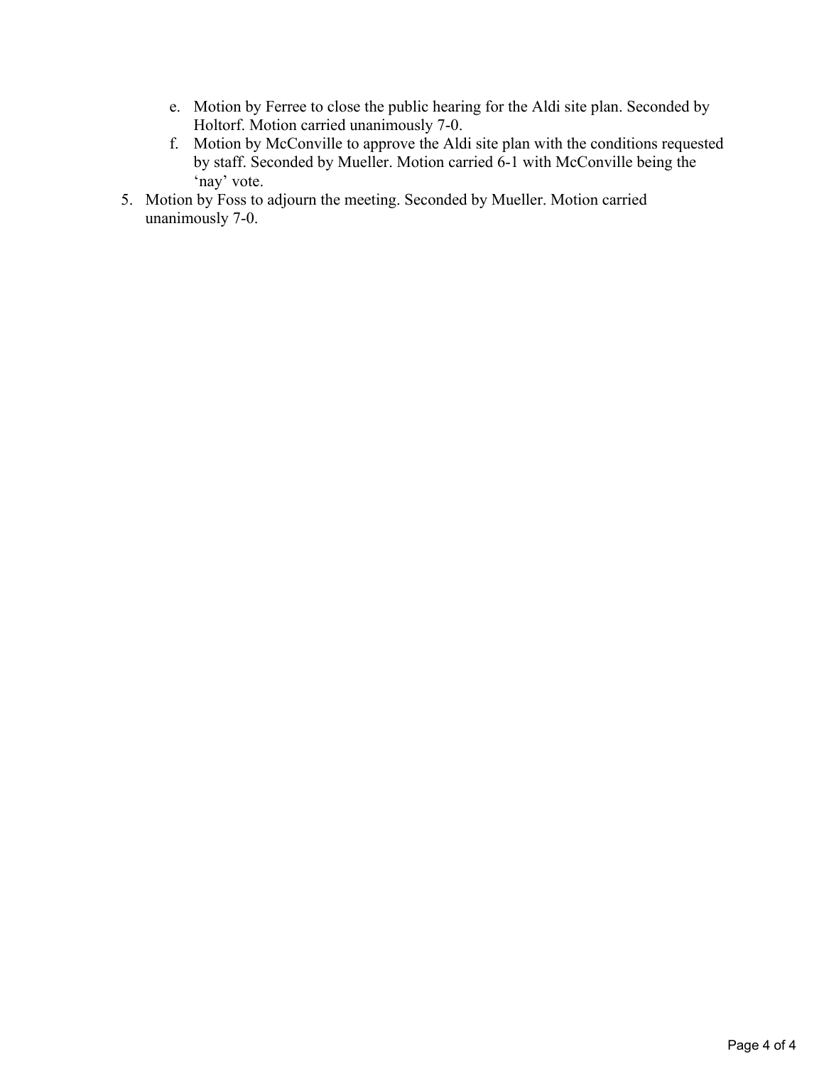e. Motion by Ferree to close the public hearing for the Aldi site plan. Seconded by Holtorf. Motion carried unanimously 7-0.
   f. Motion by McConville to approve the Aldi site plan with the conditions requested by staff. Seconded by Mueller. Motion carried 6-1 with McConville being the 'nay' vote.

5. Motion by Foss to adjourn the meeting. Seconded by Mueller. Motion carried unanimously 7-0.